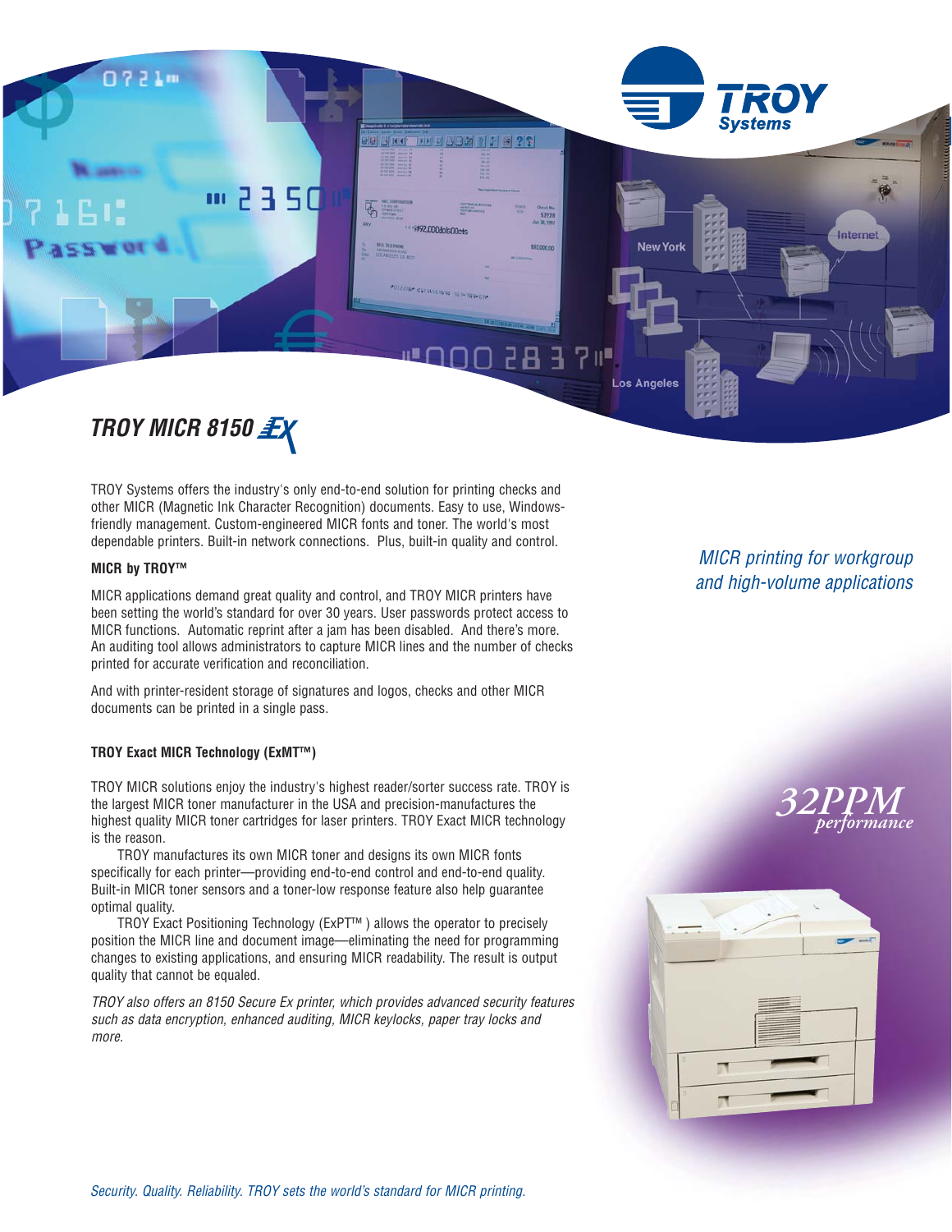# TROY MICR 8150 EX

*MICR printing for workgroup and high-volume applications*

TROY Systems offers the industry's only end-to-end solution for printing checks and other MICR (Magnetic Ink Character Recognition) documents. Easy to use, Windows-friendly management. Custom-engineered MICR fonts and toner. The world's most dependable printers. Built-in network connections. Plus, built-in quality and control.

**MICR by TROY™**

MICR applications demand great quality and control, and TROY MICR printers have been setting the world's standard for over 30 years. User passwords protect access to MICR functions. Automatic reprint after a jam has been disabled. And there's more. An auditing tool allows administrators to capture MICR lines and the number of checks printed for accurate verification and reconciliation.

And with printer-resident storage of signatures and logos, checks and other MICR documents can be printed in a single pass.

**TROY Exact MICR Technology (ExMT™)**

TROY MICR solutions enjoy the industry's highest reader/sorter success rate. TROY is the largest MICR toner manufacturer in the USA and precision-manufactures the highest quality MICR toner cartridges for laser printers. TROY Exact MICR technology is the reason.

TROY manufactures its own MICR toner and designs its own MICR fonts specifically for each printer—providing end-to-end control and end-to-end quality. Built-in MICR toner sensors and a toner-low response feature also help guarantee optimal quality.

TROY Exact Positioning Technology (ExPT™ ) allows the operator to precisely position the MICR line and document image—eliminating the need for programming changes to existing applications, and ensuring MICR readability. The result is output quality that cannot be equaled.

*TROY also offers an 8150 Secure Ex printer, which provides advanced security features such as data encryption, enhanced auditing, MICR keylocks, paper tray locks and more.*

**32PPM** *performance*

*Security. Quality. Reliability. TROY sets the world's standard for MICR printing.*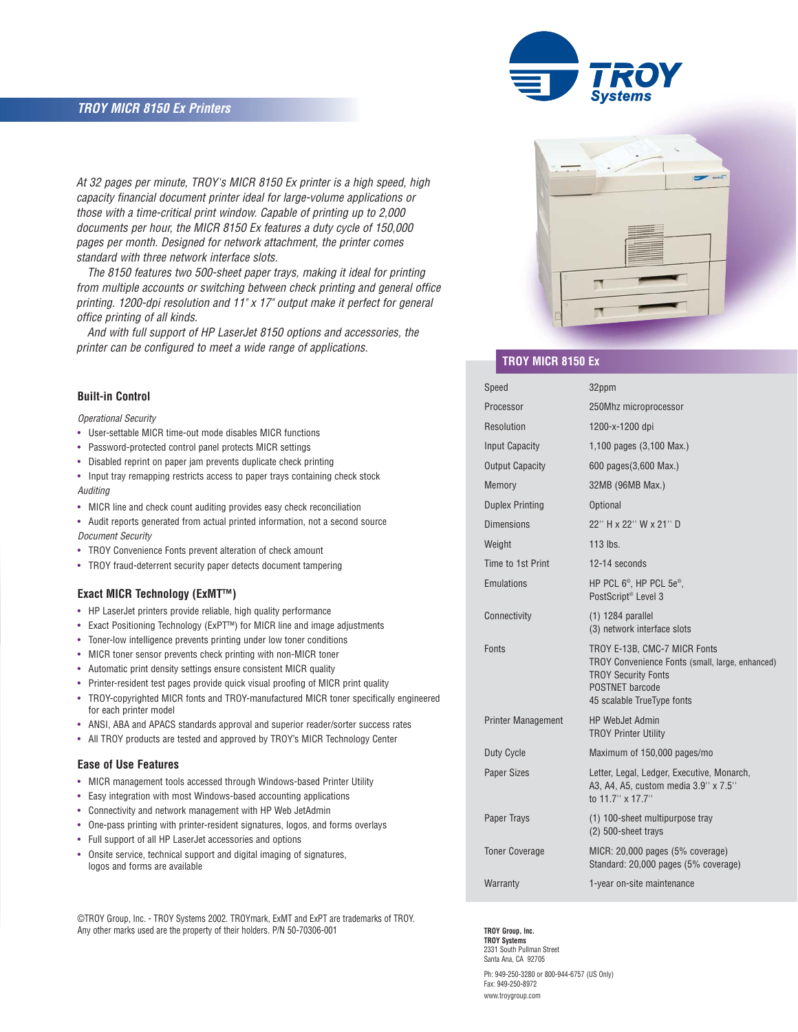## TROY MICR 8150 Ex Printers

*At 32 pages per minute, TROY's MICR 8150 Ex printer is a high speed, high capacity financial document printer ideal for large-volume applications or those with a time-critical print window. Capable of printing up to 2,000 documents per hour, the MICR 8150 Ex features a duty cycle of 150,000 pages per month. Designed for network attachment, the printer comes standard with three network interface slots.*

*The 8150 features two 500-sheet paper trays, making it ideal for printing from multiple accounts or switching between check printing and general office printing. 1200-dpi resolution and 11" x 17" output make it perfect for general office printing of all kinds.*

*And with full support of HP LaserJet 8150 options and accessories, the printer can be configured to meet a wide range of applications.*

### Built-in Control

*Operational Security*

- User-settable MICR time-out mode disables MICR functions
- Password-protected control panel protects MICR settings
- Disabled reprint on paper jam prevents duplicate check printing
- Input tray remapping restricts access to paper trays containing check stock

*Auditing*

- MICR line and check count auditing provides easy check reconciliation
- Audit reports generated from actual printed information, not a second source

*Document Security*

- TROY Convenience Fonts prevent alteration of check amount
- TROY fraud-deterrent security paper detects document tampering

### Exact MICR Technology (ExMT™)

- HP LaserJet printers provide reliable, high quality performance
- Exact Positioning Technology (ExPT™) for MICR line and image adjustments
- Toner-low intelligence prevents printing under low toner conditions
- MICR toner sensor prevents check printing with non-MICR toner
- Automatic print density settings ensure consistent MICR quality
- Printer-resident test pages provide quick visual proofing of MICR print quality
- TROY-copyrighted MICR fonts and TROY-manufactured MICR toner specifically engineered for each printer model
- ANSI, ABA and APACS standards approval and superior reader/sorter success rates
- All TROY products are tested and approved by TROY's MICR Technology Center

### Ease of Use Features

- MICR management tools accessed through Windows-based Printer Utility
- Easy integration with most Windows-based accounting applications
- Connectivity and network management with HP Web JetAdmin
- One-pass printing with printer-resident signatures, logos, and forms overlays
- Full support of all HP LaserJet accessories and options
- Onsite service, technical support and digital imaging of signatures, logos and forms are available

### TROY MICR 8150 Ex

| | |
|---|---|
| Speed | 32ppm |
| Processor | 250Mhz microprocessor |
| Resolution | 1200-x-1200 dpi |
| Input Capacity | 1,100 pages (3,100 Max.) |
| Output Capacity | 600 pages(3,600 Max.) |
| Memory | 32MB (96MB Max.) |
| Duplex Printing | Optional |
| Dimensions | 22'' H x 22'' W x 21'' D |
| Weight | 113 lbs. |
| Time to 1st Print | 12-14 seconds |
| Emulations | HP PCL 6®, HP PCL 5e®, PostScript® Level 3 |
| Connectivity | (1) 1284 parallel<br>(3) network interface slots |
| Fonts | TROY E-13B, CMC-7 MICR Fonts<br>TROY Convenience Fonts (small, large, enhanced)<br>TROY Security Fonts<br>POSTNET barcode<br>45 scalable TrueType fonts |
| Printer Management | HP WebJet Admin<br>TROY Printer Utility |
| Duty Cycle | Maximum of 150,000 pages/mo |
| Paper Sizes | Letter, Legal, Ledger, Executive, Monarch, A3, A4, A5, custom media 3.9'' x 7.5'' to 11.7'' x 17.7'' |
| Paper Trays | (1) 100-sheet multipurpose tray<br>(2) 500-sheet trays |
| Toner Coverage | MICR: 20,000 pages (5% coverage)<br>Standard: 20,000 pages (5% coverage) |
| Warranty | 1-year on-site maintenance |

©TROY Group, Inc. - TROY Systems 2002. TROYmark, ExMT and ExPT are trademarks of TROY. Any other marks used are the property of their holders. P/N 50-70306-001

**TROY Group, Inc.**
**TROY Systems**
2331 South Pullman Street
Santa Ana, CA 92705

Ph: 949-250-3280 or 800-944-6757 (US Only)
Fax: 949-250-8972
www.troygroup.com